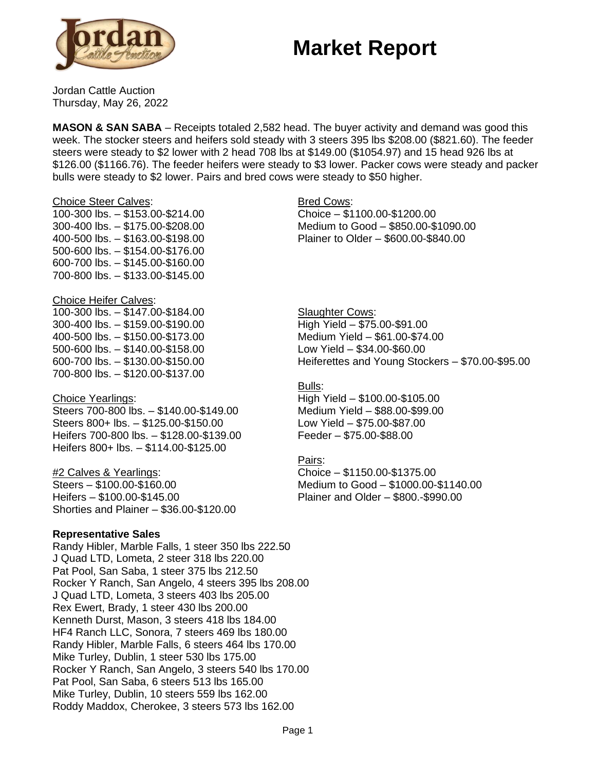# Market Report

Jordan Cattle Auction
Thursday, May 26, 2022

**MASON & SAN SABA** – Receipts totaled 2,582 head. The buyer activity and demand was good this week. The stocker steers and heifers sold steady with 3 steers 395 lbs $208.00 ($821.60). The feeder steers were steady to $2 lower with 2 head 708 lbs at $149.00 ($1054.97) and 15 head 926 lbs at $126.00 ($1166.76). The feeder heifers were steady to $3 lower. Packer cows were steady and packer bulls were steady to $2 lower. Pairs and bred cows were steady to $50 higher.

Choice Steer Calves:
100-300 lbs. – $153.00-$214.00
300-400 lbs. – $175.00-$208.00
400-500 lbs. – $163.00-$198.00
500-600 lbs. – $154.00-$176.00
600-700 lbs. – $145.00-$160.00
700-800 lbs. – $133.00-$145.00

Choice Heifer Calves:
100-300 lbs. – $147.00-$184.00
300-400 lbs. – $159.00-$190.00
400-500 lbs. – $150.00-$173.00
500-600 lbs. – $140.00-$158.00
600-700 lbs. – $130.00-$150.00
700-800 lbs. – $120.00-$137.00

Choice Yearlings:
Steers 700-800 lbs. – $140.00-$149.00
Steers 800+ lbs. – $125.00-$150.00
Heifers 700-800 lbs. – $128.00-$139.00
Heifers 800+ lbs. – $114.00-$125.00

#2 Calves & Yearlings:
Steers – $100.00-$160.00
Heifers – $100.00-$145.00
Shorties and Plainer – $36.00-$120.00

Bred Cows:
Choice – $1100.00-$1200.00
Medium to Good – $850.00-$1090.00
Plainer to Older – $600.00-$840.00

Slaughter Cows:
High Yield – $75.00-$91.00
Medium Yield – $61.00-$74.00
Low Yield – $34.00-$60.00
Heiferettes and Young Stockers – $70.00-$95.00

Bulls:
High Yield – $100.00-$105.00
Medium Yield – $88.00-$99.00
Low Yield – $75.00-$87.00
Feeder – $75.00-$88.00

Pairs:
Choice – $1150.00-$1375.00
Medium to Good – $1000.00-$1140.00
Plainer and Older – $800.-$990.00

**Representative Sales**
Randy Hibler, Marble Falls, 1 steer 350 lbs 222.50
J Quad LTD, Lometa, 2 steer 318 lbs 220.00
Pat Pool, San Saba, 1 steer 375 lbs 212.50
Rocker Y Ranch, San Angelo, 4 steers 395 lbs 208.00
J Quad LTD, Lometa, 3 steers 403 lbs 205.00
Rex Ewert, Brady, 1 steer 430 lbs 200.00
Kenneth Durst, Mason, 3 steers 418 lbs 184.00
HF4 Ranch LLC, Sonora, 7 steers 469 lbs 180.00
Randy Hibler, Marble Falls, 6 steers 464 lbs 170.00
Mike Turley, Dublin, 1 steer 530 lbs 175.00
Rocker Y Ranch, San Angelo, 3 steers 540 lbs 170.00
Pat Pool, San Saba, 6 steers 513 lbs 165.00
Mike Turley, Dublin, 10 steers 559 lbs 162.00
Roddy Maddox, Cherokee, 3 steers 573 lbs 162.00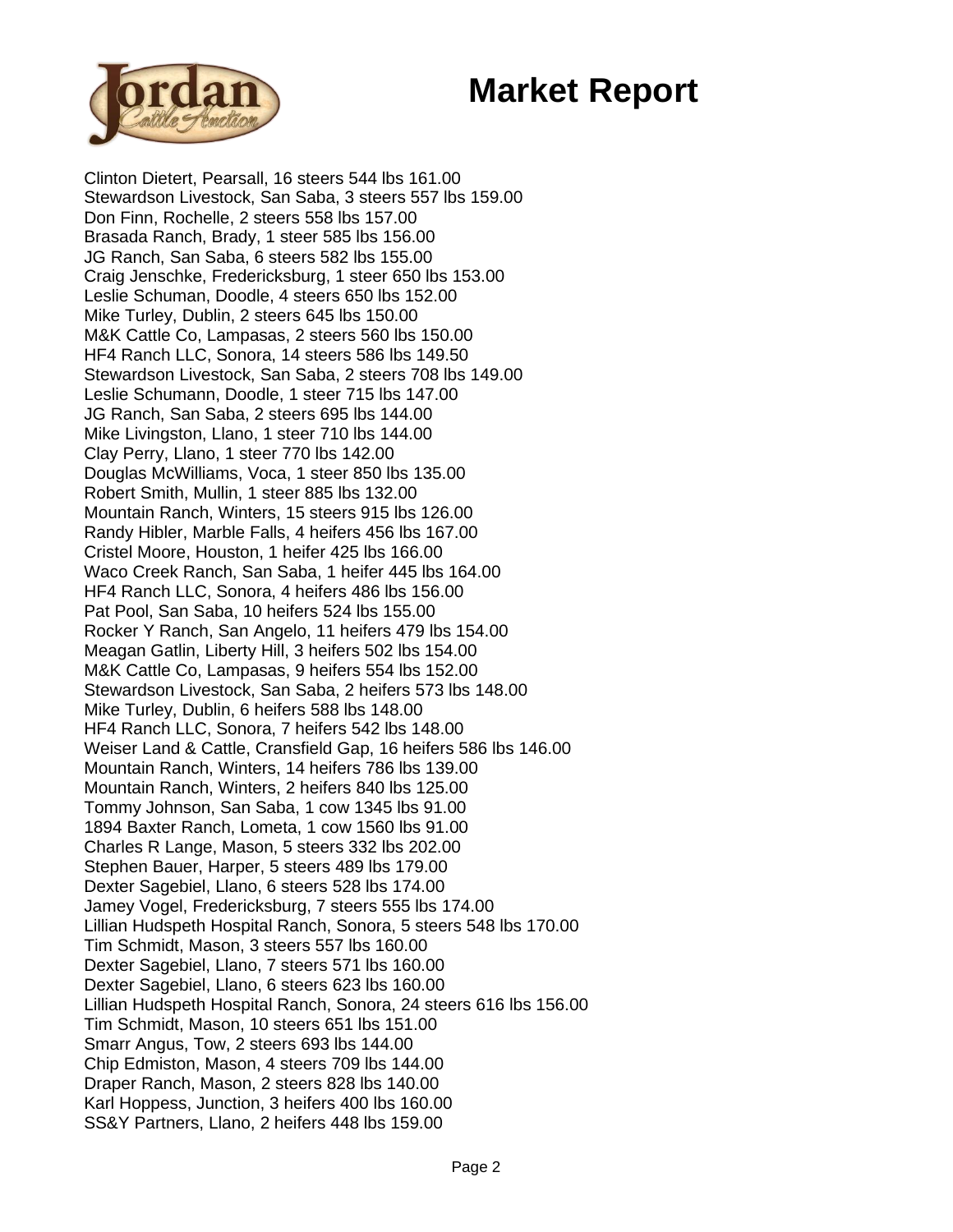# Market Report

Clinton Dietert, Pearsall, 16 steers 544 lbs 161.00
Stewardson Livestock, San Saba, 3 steers 557 lbs 159.00
Don Finn, Rochelle, 2 steers 558 lbs 157.00
Brasada Ranch, Brady, 1 steer 585 lbs 156.00
JG Ranch, San Saba, 6 steers 582 lbs 155.00
Craig Jenschke, Fredericksburg, 1 steer 650 lbs 153.00
Leslie Schuman, Doodle, 4 steers 650 lbs 152.00
Mike Turley, Dublin, 2 steers 645 lbs 150.00
M&K Cattle Co, Lampasas, 2 steers 560 lbs 150.00
HF4 Ranch LLC, Sonora, 14 steers 586 lbs 149.50
Stewardson Livestock, San Saba, 2 steers 708 lbs 149.00
Leslie Schumann, Doodle, 1 steer 715 lbs 147.00
JG Ranch, San Saba, 2 steers 695 lbs 144.00
Mike Livingston, Llano, 1 steer 710 lbs 144.00
Clay Perry, Llano, 1 steer 770 lbs 142.00
Douglas McWilliams, Voca, 1 steer 850 lbs 135.00
Robert Smith, Mullin, 1 steer 885 lbs 132.00
Mountain Ranch, Winters, 15 steers 915 lbs 126.00
Randy Hibler, Marble Falls, 4 heifers 456 lbs 167.00
Cristel Moore, Houston, 1 heifer 425 lbs 166.00
Waco Creek Ranch, San Saba, 1 heifer 445 lbs 164.00
HF4 Ranch LLC, Sonora, 4 heifers 486 lbs 156.00
Pat Pool, San Saba, 10 heifers 524 lbs 155.00
Rocker Y Ranch, San Angelo, 11 heifers 479 lbs 154.00
Meagan Gatlin, Liberty Hill, 3 heifers 502 lbs 154.00
M&K Cattle Co, Lampasas, 9 heifers 554 lbs 152.00
Stewardson Livestock, San Saba, 2 heifers 573 lbs 148.00
Mike Turley, Dublin, 6 heifers 588 lbs 148.00
HF4 Ranch LLC, Sonora, 7 heifers 542 lbs 148.00
Weiser Land & Cattle, Cransfield Gap, 16 heifers 586 lbs 146.00
Mountain Ranch, Winters, 14 heifers 786 lbs 139.00
Mountain Ranch, Winters, 2 heifers 840 lbs 125.00
Tommy Johnson, San Saba, 1 cow 1345 lbs 91.00
1894 Baxter Ranch, Lometa, 1 cow 1560 lbs 91.00
Charles R Lange, Mason, 5 steers 332 lbs 202.00
Stephen Bauer, Harper, 5 steers 489 lbs 179.00
Dexter Sagebiel, Llano, 6 steers 528 lbs 174.00
Jamey Vogel, Fredericksburg, 7 steers 555 lbs 174.00
Lillian Hudspeth Hospital Ranch, Sonora, 5 steers 548 lbs 170.00
Tim Schmidt, Mason, 3 steers 557 lbs 160.00
Dexter Sagebiel, Llano, 7 steers 571 lbs 160.00
Dexter Sagebiel, Llano, 6 steers 623 lbs 160.00
Lillian Hudspeth Hospital Ranch, Sonora, 24 steers 616 lbs 156.00
Tim Schmidt, Mason, 10 steers 651 lbs 151.00
Smarr Angus, Tow, 2 steers 693 lbs 144.00
Chip Edmiston, Mason, 4 steers 709 lbs 144.00
Draper Ranch, Mason, 2 steers 828 lbs 140.00
Karl Hoppess, Junction, 3 heifers 400 lbs 160.00
SS&Y Partners, Llano, 2 heifers 448 lbs 159.00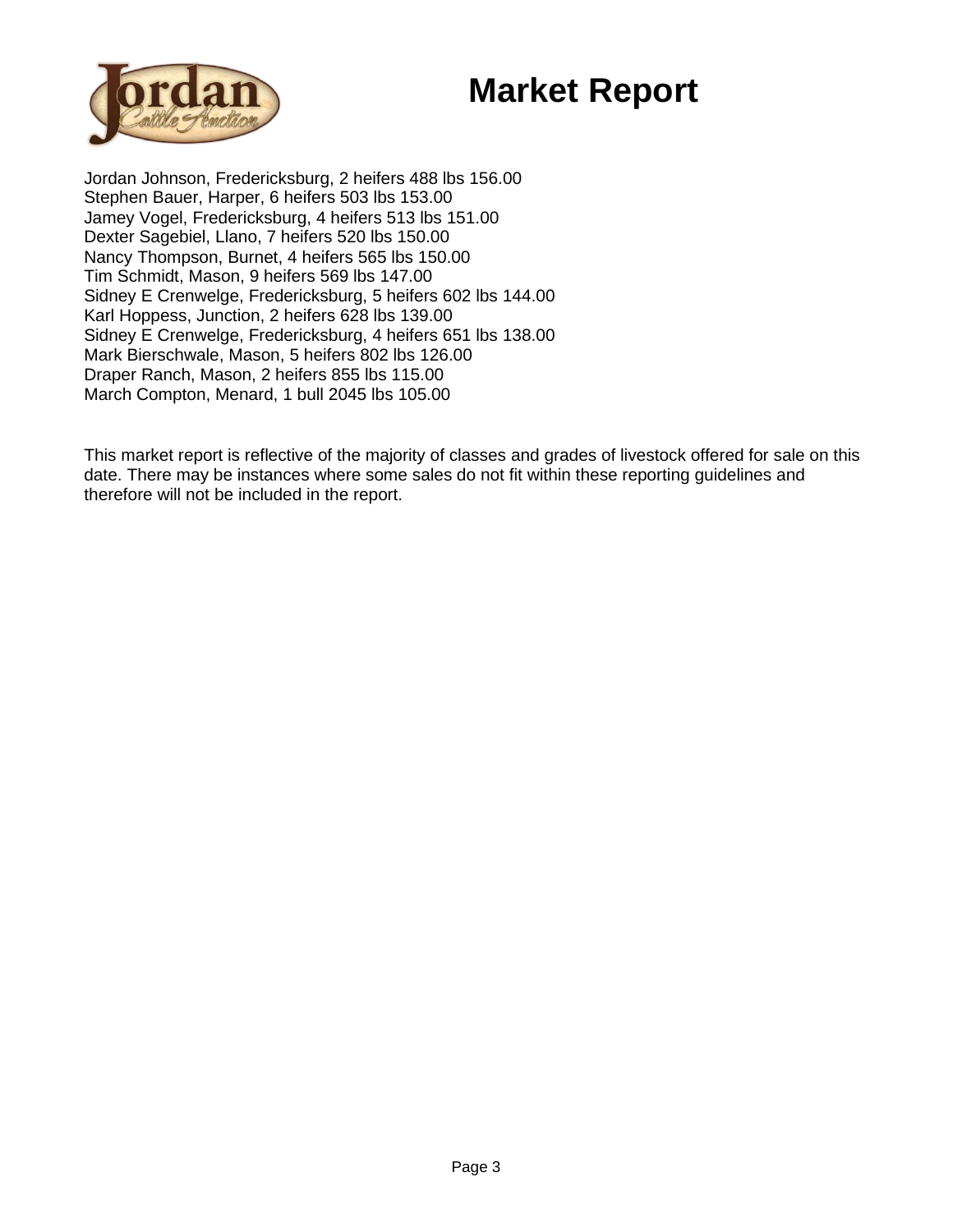# Market Report

Jordan Johnson, Fredericksburg, 2 heifers 488 lbs 156.00
Stephen Bauer, Harper, 6 heifers 503 lbs 153.00
Jamey Vogel, Fredericksburg, 4 heifers 513 lbs 151.00
Dexter Sagebiel, Llano, 7 heifers 520 lbs 150.00
Nancy Thompson, Burnet, 4 heifers 565 lbs 150.00
Tim Schmidt, Mason, 9 heifers 569 lbs 147.00
Sidney E Crenwelge, Fredericksburg, 5 heifers 602 lbs 144.00
Karl Hoppess, Junction, 2 heifers 628 lbs 139.00
Sidney E Crenwelge, Fredericksburg, 4 heifers 651 lbs 138.00
Mark Bierschwale, Mason, 5 heifers 802 lbs 126.00
Draper Ranch, Mason, 2 heifers 855 lbs 115.00
March Compton, Menard, 1 bull 2045 lbs 105.00

This market report is reflective of the majority of classes and grades of livestock offered for sale on this date. There may be instances where some sales do not fit within these reporting guidelines and therefore will not be included in the report.